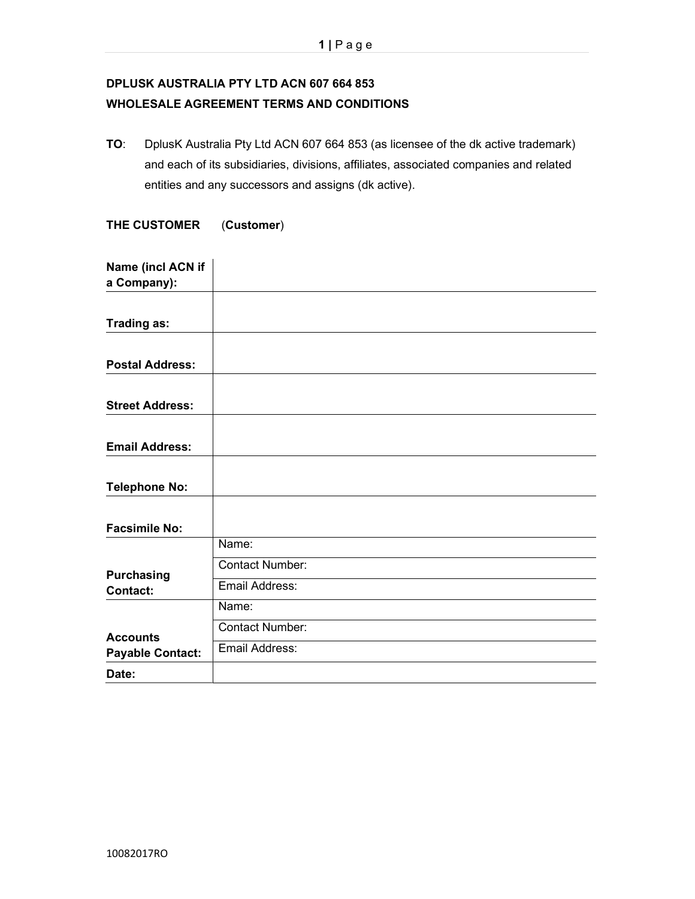**DPLUSK AUSTRALIA PTY LTD ACN 607 664 853**
**WHOLESALE AGREEMENT TERMS AND CONDITIONS**

**TO**: DplusK Australia Pty Ltd ACN 607 664 853 (as licensee of the dk active trademark) and each of its subsidiaries, divisions, affiliates, associated companies and related entities and any successors and assigns (dk active).

**THE CUSTOMER** (**Customer**)

| | |
|---|---|
| **Name (incl ACN if a Company):** | |
| **Trading as:** | |
| **Postal Address:** | |
| **Street Address:** | |
| **Email Address:** | |
| **Telephone No:** | |
| **Facsimile No:** | |
| **Purchasing Contact:** | Name: |
| | Contact Number: |
| | Email Address: |
| **Accounts Payable Contact:** | Name: |
| | Contact Number: |
| | Email Address: |
| **Date:** | |

10082017RO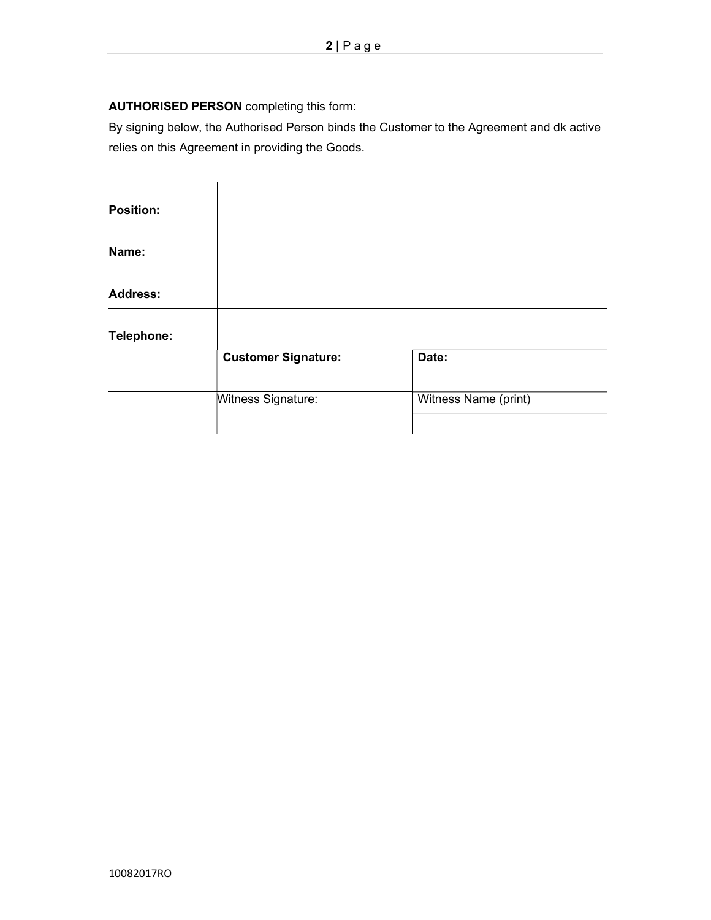**AUTHORISED PERSON** completing this form:

By signing below, the Authorised Person binds the Customer to the Agreement and dk active relies on this Agreement in providing the Goods.

| | | |
|---|---|---|
| **Position:** | | |
| **Name:** | | |
| **Address:** | | |
| **Telephone:** | | |
| | **Customer Signature:** | **Date:** |
| | Witness Signature: | Witness Name (print) |
| | | |

10082017RO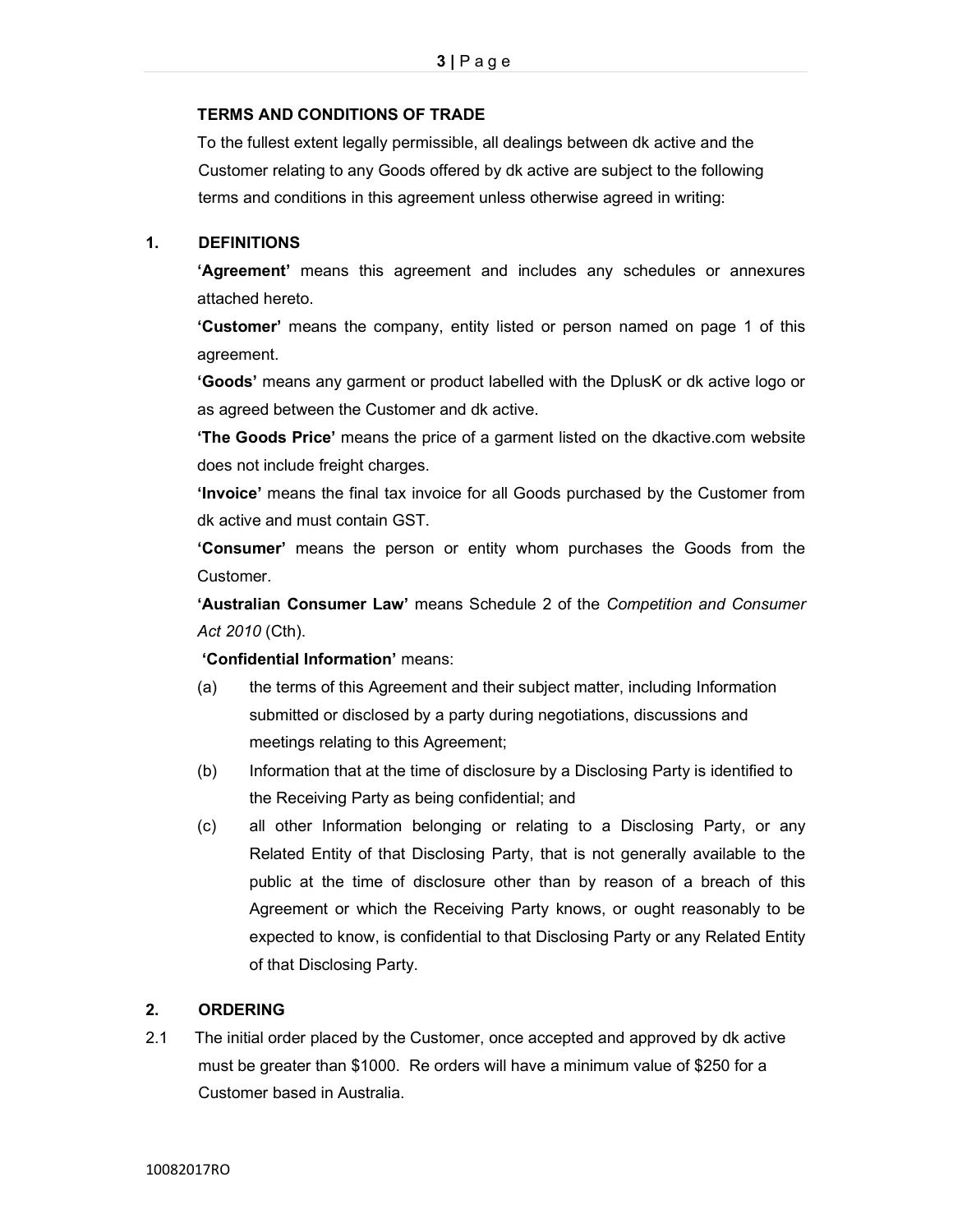**TERMS AND CONDITIONS OF TRADE**

To the fullest extent legally permissible, all dealings between dk active and the Customer relating to any Goods offered by dk active are subject to the following terms and conditions in this agreement unless otherwise agreed in writing:

## 1. DEFINITIONS

**'Agreement'** means this agreement and includes any schedules or annexures attached hereto.

**'Customer'** means the company, entity listed or person named on page 1 of this agreement.

**'Goods'** means any garment or product labelled with the DplusK or dk active logo or as agreed between the Customer and dk active.

**'The Goods Price'** means the price of a garment listed on the dkactive.com website does not include freight charges.

**'Invoice'** means the final tax invoice for all Goods purchased by the Customer from dk active and must contain GST.

**'Consumer'** means the person or entity whom purchases the Goods from the Customer.

**'Australian Consumer Law'** means Schedule 2 of the *Competition and Consumer Act 2010* (Cth).

**'Confidential Information'** means:

(a) the terms of this Agreement and their subject matter, including Information submitted or disclosed by a party during negotiations, discussions and meetings relating to this Agreement;

(b) Information that at the time of disclosure by a Disclosing Party is identified to the Receiving Party as being confidential; and

(c) all other Information belonging or relating to a Disclosing Party, or any Related Entity of that Disclosing Party, that is not generally available to the public at the time of disclosure other than by reason of a breach of this Agreement or which the Receiving Party knows, or ought reasonably to be expected to know, is confidential to that Disclosing Party or any Related Entity of that Disclosing Party.

## 2. ORDERING

2.1 The initial order placed by the Customer, once accepted and approved by dk active must be greater than $1000. Re orders will have a minimum value of $250 for a Customer based in Australia.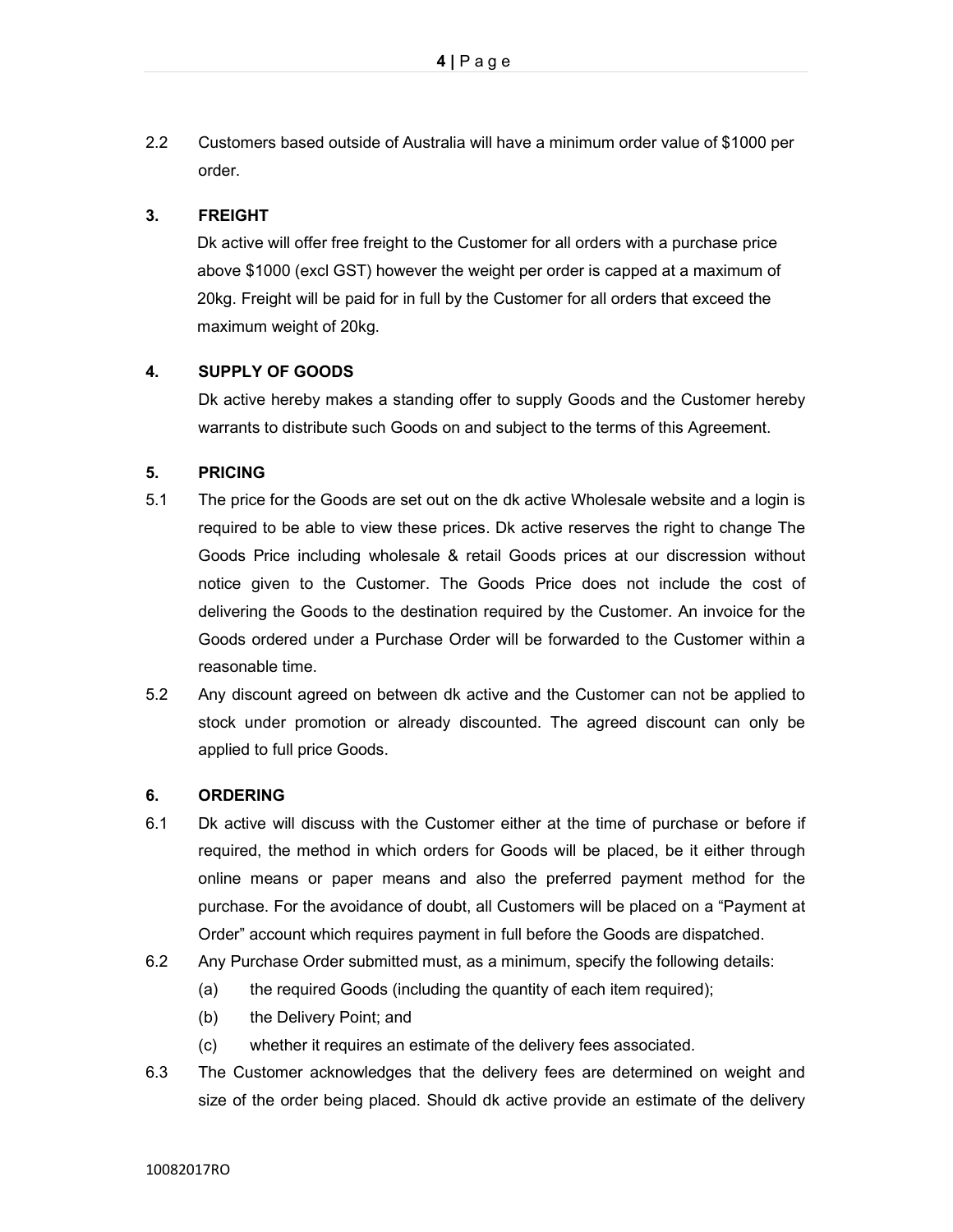2.2 Customers based outside of Australia will have a minimum order value of $1000 per order.

## 3. FREIGHT

Dk active will offer free freight to the Customer for all orders with a purchase price above $1000 (excl GST) however the weight per order is capped at a maximum of 20kg. Freight will be paid for in full by the Customer for all orders that exceed the maximum weight of 20kg.

## 4. SUPPLY OF GOODS

Dk active hereby makes a standing offer to supply Goods and the Customer hereby warrants to distribute such Goods on and subject to the terms of this Agreement.

## 5. PRICING

5.1 The price for the Goods are set out on the dk active Wholesale website and a login is required to be able to view these prices. Dk active reserves the right to change The Goods Price including wholesale & retail Goods prices at our discression without notice given to the Customer. The Goods Price does not include the cost of delivering the Goods to the destination required by the Customer. An invoice for the Goods ordered under a Purchase Order will be forwarded to the Customer within a reasonable time.

5.2 Any discount agreed on between dk active and the Customer can not be applied to stock under promotion or already discounted. The agreed discount can only be applied to full price Goods.

## 6. ORDERING

6.1 Dk active will discuss with the Customer either at the time of purchase or before if required, the method in which orders for Goods will be placed, be it either through online means or paper means and also the preferred payment method for the purchase. For the avoidance of doubt, all Customers will be placed on a "Payment at Order" account which requires payment in full before the Goods are dispatched.

6.2 Any Purchase Order submitted must, as a minimum, specify the following details:

(a) the required Goods (including the quantity of each item required);

(b) the Delivery Point; and

(c) whether it requires an estimate of the delivery fees associated.

6.3 The Customer acknowledges that the delivery fees are determined on weight and size of the order being placed. Should dk active provide an estimate of the delivery

10082017RO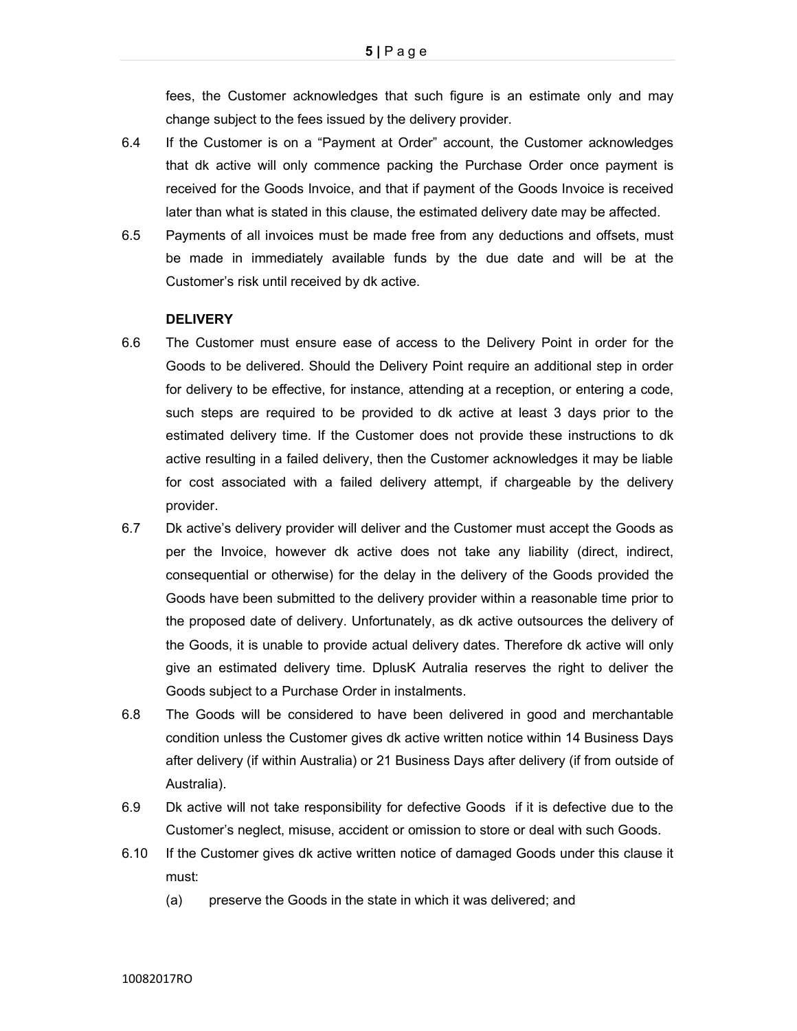fees, the Customer acknowledges that such figure is an estimate only and may change subject to the fees issued by the delivery provider.

6.4 If the Customer is on a "Payment at Order" account, the Customer acknowledges that dk active will only commence packing the Purchase Order once payment is received for the Goods Invoice, and that if payment of the Goods Invoice is received later than what is stated in this clause, the estimated delivery date may be affected.

6.5 Payments of all invoices must be made free from any deductions and offsets, must be made in immediately available funds by the due date and will be at the Customer's risk until received by dk active.

**DELIVERY**

6.6 The Customer must ensure ease of access to the Delivery Point in order for the Goods to be delivered. Should the Delivery Point require an additional step in order for delivery to be effective, for instance, attending at a reception, or entering a code, such steps are required to be provided to dk active at least 3 days prior to the estimated delivery time. If the Customer does not provide these instructions to dk active resulting in a failed delivery, then the Customer acknowledges it may be liable for cost associated with a failed delivery attempt, if chargeable by the delivery provider.

6.7 Dk active's delivery provider will deliver and the Customer must accept the Goods as per the Invoice, however dk active does not take any liability (direct, indirect, consequential or otherwise) for the delay in the delivery of the Goods provided the Goods have been submitted to the delivery provider within a reasonable time prior to the proposed date of delivery. Unfortunately, as dk active outsources the delivery of the Goods, it is unable to provide actual delivery dates. Therefore dk active will only give an estimated delivery time. DplusK Autralia reserves the right to deliver the Goods subject to a Purchase Order in instalments.

6.8 The Goods will be considered to have been delivered in good and merchantable condition unless the Customer gives dk active written notice within 14 Business Days after delivery (if within Australia) or 21 Business Days after delivery (if from outside of Australia).

6.9 Dk active will not take responsibility for defective Goods if it is defective due to the Customer's neglect, misuse, accident or omission to store or deal with such Goods.

6.10 If the Customer gives dk active written notice of damaged Goods under this clause it must:

(a) preserve the Goods in the state in which it was delivered; and

10082017RO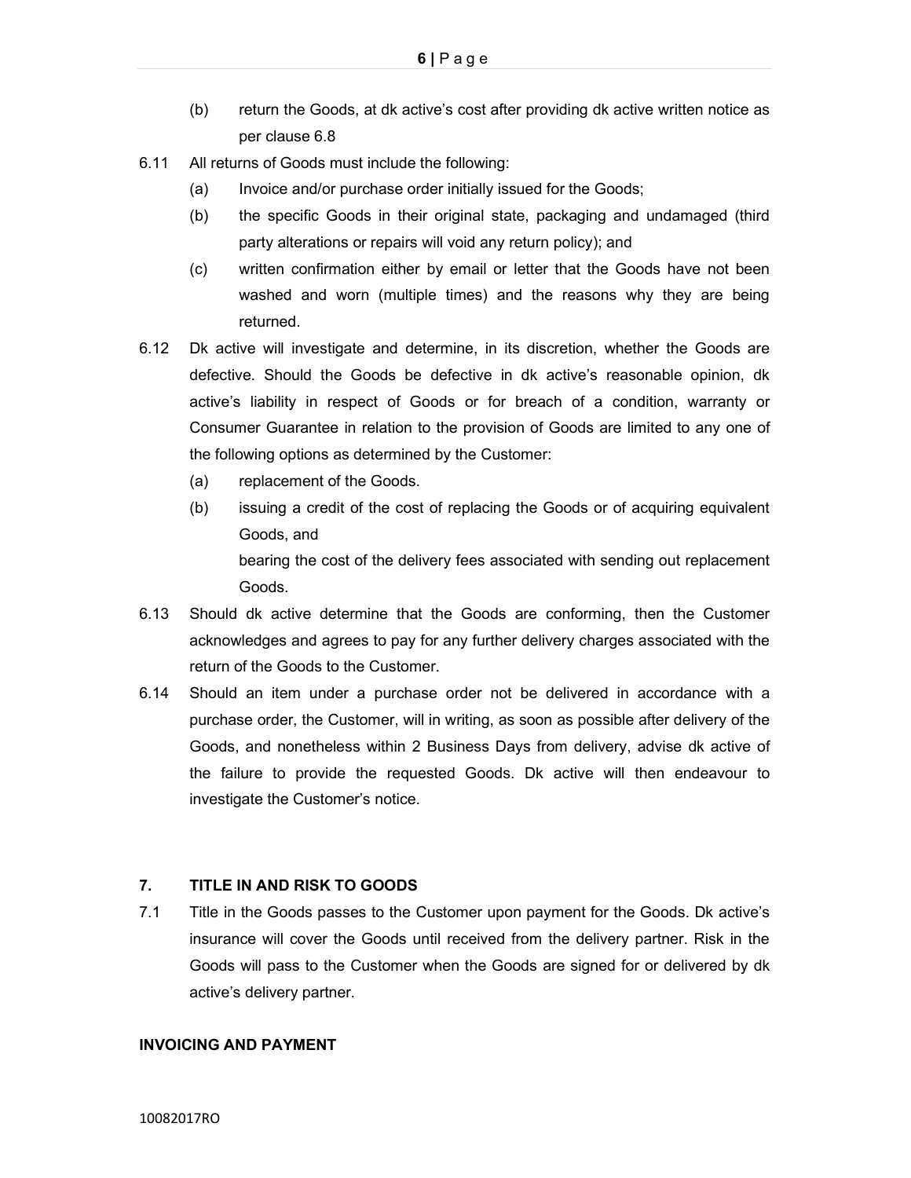(b) return the Goods, at dk active's cost after providing dk active written notice as per clause 6.8

6.11 All returns of Goods must include the following:

(a) Invoice and/or purchase order initially issued for the Goods;

(b) the specific Goods in their original state, packaging and undamaged (third party alterations or repairs will void any return policy); and

(c) written confirmation either by email or letter that the Goods have not been washed and worn (multiple times) and the reasons why they are being returned.

6.12 Dk active will investigate and determine, in its discretion, whether the Goods are defective. Should the Goods be defective in dk active's reasonable opinion, dk active's liability in respect of Goods or for breach of a condition, warranty or Consumer Guarantee in relation to the provision of Goods are limited to any one of the following options as determined by the Customer:

(a) replacement of the Goods.

(b) issuing a credit of the cost of replacing the Goods or of acquiring equivalent Goods, and

bearing the cost of the delivery fees associated with sending out replacement Goods.

6.13 Should dk active determine that the Goods are conforming, then the Customer acknowledges and agrees to pay for any further delivery charges associated with the return of the Goods to the Customer.

6.14 Should an item under a purchase order not be delivered in accordance with a purchase order, the Customer, will in writing, as soon as possible after delivery of the Goods, and nonetheless within 2 Business Days from delivery, advise dk active of the failure to provide the requested Goods. Dk active will then endeavour to investigate the Customer's notice.

## 7. TITLE IN AND RISK TO GOODS

7.1 Title in the Goods passes to the Customer upon payment for the Goods. Dk active's insurance will cover the Goods until received from the delivery partner. Risk in the Goods will pass to the Customer when the Goods are signed for or delivered by dk active's delivery partner.

## INVOICING AND PAYMENT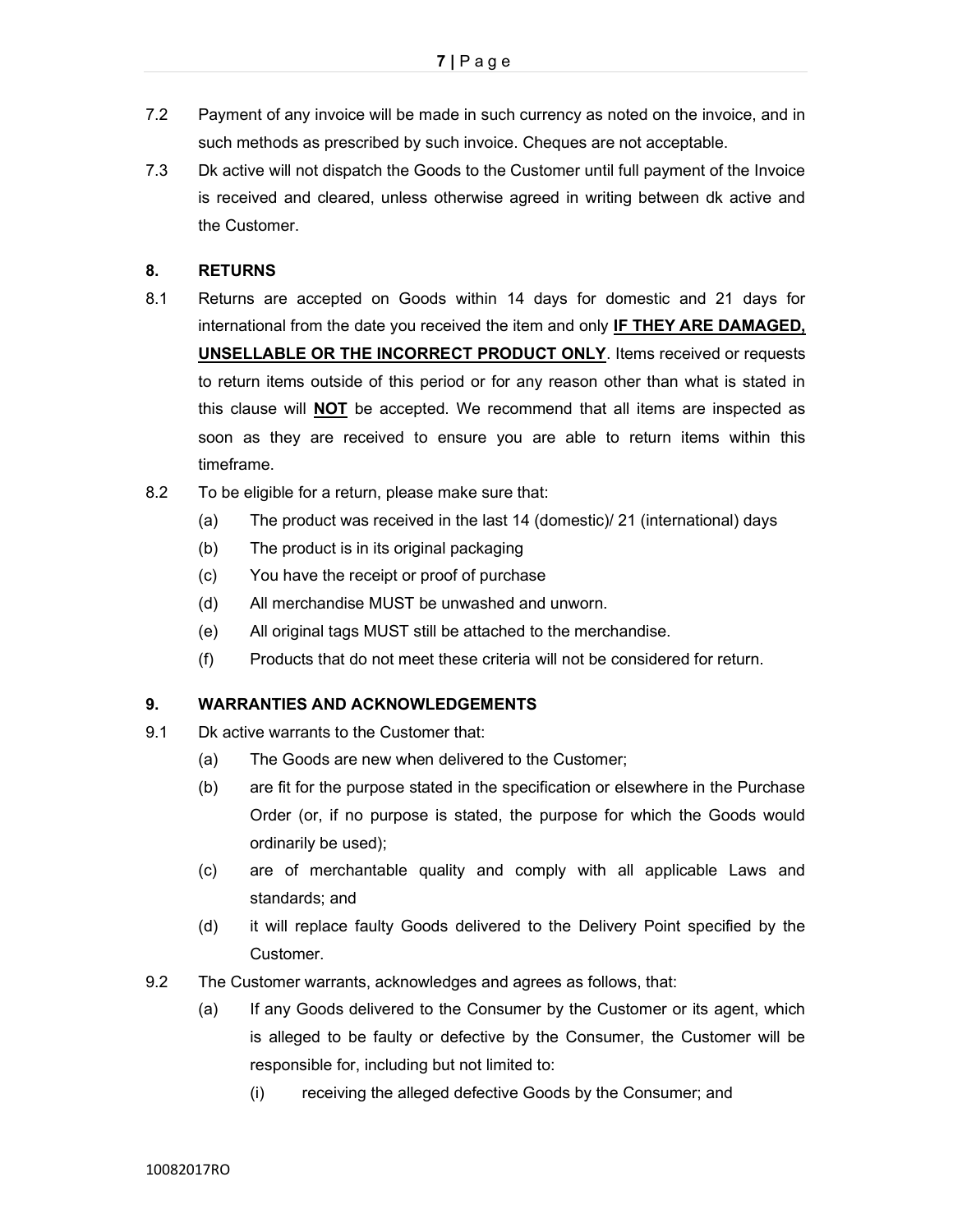7.2 Payment of any invoice will be made in such currency as noted on the invoice, and in such methods as prescribed by such invoice. Cheques are not acceptable.

7.3 Dk active will not dispatch the Goods to the Customer until full payment of the Invoice is received and cleared, unless otherwise agreed in writing between dk active and the Customer.

## 8. RETURNS

8.1 Returns are accepted on Goods within 14 days for domestic and 21 days for international from the date you received the item and only **IF THEY ARE DAMAGED, UNSELLABLE OR THE INCORRECT PRODUCT ONLY**. Items received or requests to return items outside of this period or for any reason other than what is stated in this clause will **NOT** be accepted. We recommend that all items are inspected as soon as they are received to ensure you are able to return items within this timeframe.

8.2 To be eligible for a return, please make sure that:

(a) The product was received in the last 14 (domestic)/ 21 (international) days

(b) The product is in its original packaging

(c) You have the receipt or proof of purchase

(d) All merchandise MUST be unwashed and unworn.

(e) All original tags MUST still be attached to the merchandise.

(f) Products that do not meet these criteria will not be considered for return.

## 9. WARRANTIES AND ACKNOWLEDGEMENTS

9.1 Dk active warrants to the Customer that:

(a) The Goods are new when delivered to the Customer;

(b) are fit for the purpose stated in the specification or elsewhere in the Purchase Order (or, if no purpose is stated, the purpose for which the Goods would ordinarily be used);

(c) are of merchantable quality and comply with all applicable Laws and standards; and

(d) it will replace faulty Goods delivered to the Delivery Point specified by the Customer.

9.2 The Customer warrants, acknowledges and agrees as follows, that:

(a) If any Goods delivered to the Consumer by the Customer or its agent, which is alleged to be faulty or defective by the Consumer, the Customer will be responsible for, including but not limited to:

(i) receiving the alleged defective Goods by the Consumer; and

10082017RO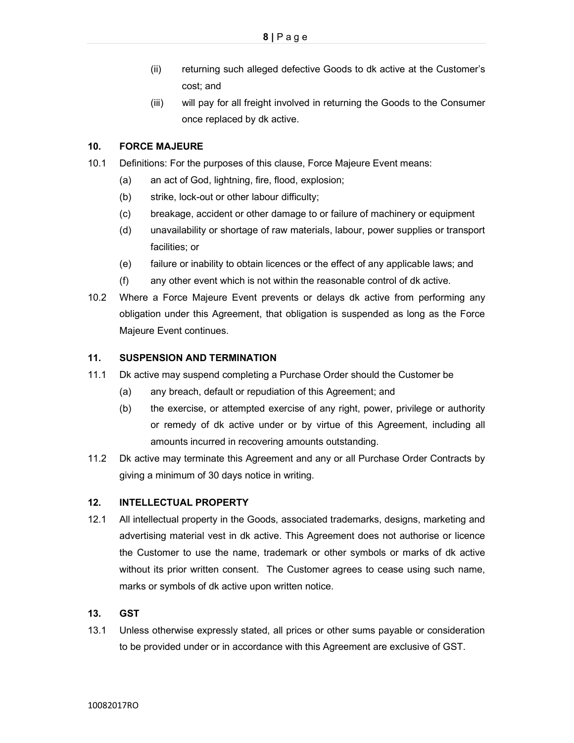(ii) returning such alleged defective Goods to dk active at the Customer's cost; and

(iii) will pay for all freight involved in returning the Goods to the Consumer once replaced by dk active.

## 10. FORCE MAJEURE

10.1 Definitions: For the purposes of this clause, Force Majeure Event means:

(a) an act of God, lightning, fire, flood, explosion;

(b) strike, lock-out or other labour difficulty;

(c) breakage, accident or other damage to or failure of machinery or equipment

(d) unavailability or shortage of raw materials, labour, power supplies or transport facilities; or

(e) failure or inability to obtain licences or the effect of any applicable laws; and

(f) any other event which is not within the reasonable control of dk active.

10.2 Where a Force Majeure Event prevents or delays dk active from performing any obligation under this Agreement, that obligation is suspended as long as the Force Majeure Event continues.

## 11. SUSPENSION AND TERMINATION

11.1 Dk active may suspend completing a Purchase Order should the Customer be

(a) any breach, default or repudiation of this Agreement; and

(b) the exercise, or attempted exercise of any right, power, privilege or authority or remedy of dk active under or by virtue of this Agreement, including all amounts incurred in recovering amounts outstanding.

11.2 Dk active may terminate this Agreement and any or all Purchase Order Contracts by giving a minimum of 30 days notice in writing.

## 12. INTELLECTUAL PROPERTY

12.1 All intellectual property in the Goods, associated trademarks, designs, marketing and advertising material vest in dk active. This Agreement does not authorise or licence the Customer to use the name, trademark or other symbols or marks of dk active without its prior written consent. The Customer agrees to cease using such name, marks or symbols of dk active upon written notice.

## 13. GST

13.1 Unless otherwise expressly stated, all prices or other sums payable or consideration to be provided under or in accordance with this Agreement are exclusive of GST.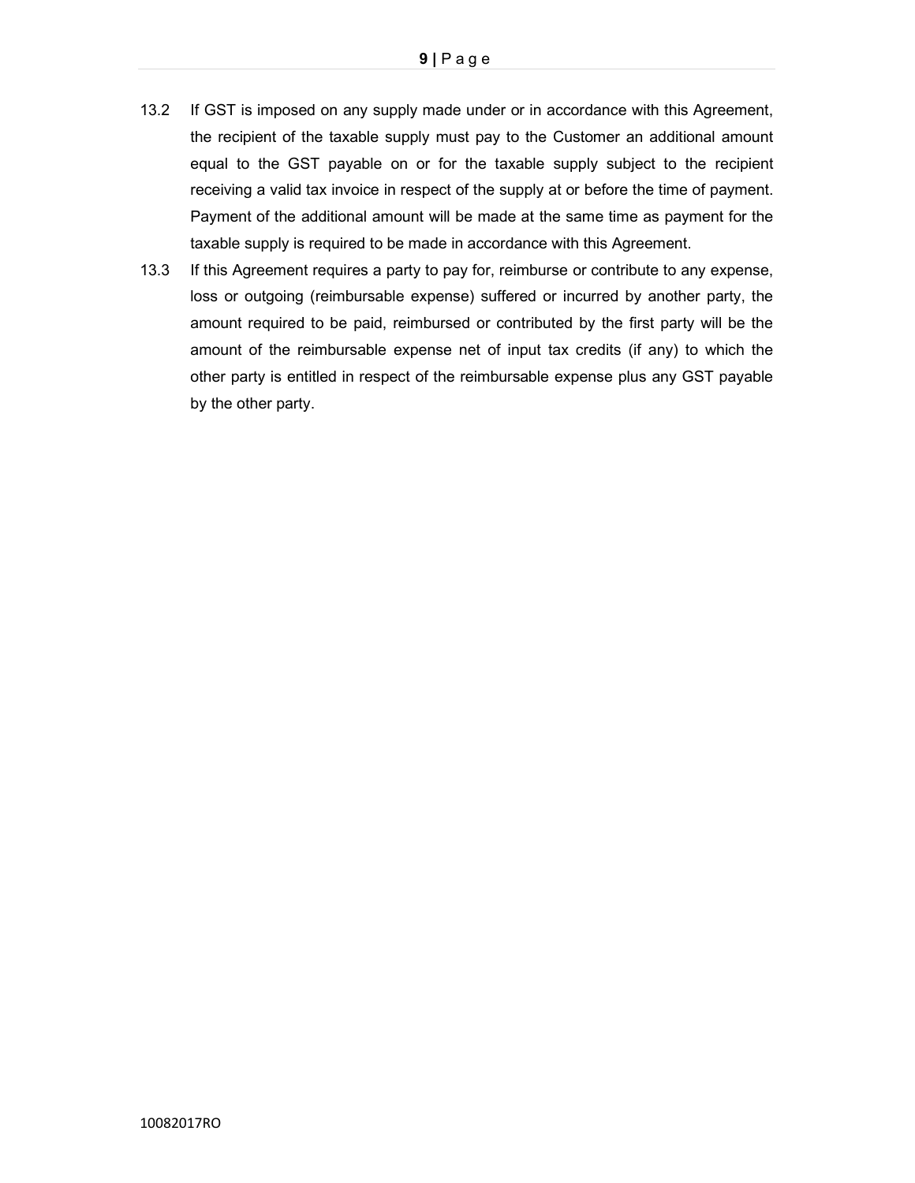13.2 If GST is imposed on any supply made under or in accordance with this Agreement, the recipient of the taxable supply must pay to the Customer an additional amount equal to the GST payable on or for the taxable supply subject to the recipient receiving a valid tax invoice in respect of the supply at or before the time of payment. Payment of the additional amount will be made at the same time as payment for the taxable supply is required to be made in accordance with this Agreement.

13.3 If this Agreement requires a party to pay for, reimburse or contribute to any expense, loss or outgoing (reimbursable expense) suffered or incurred by another party, the amount required to be paid, reimbursed or contributed by the first party will be the amount of the reimbursable expense net of input tax credits (if any) to which the other party is entitled in respect of the reimbursable expense plus any GST payable by the other party.